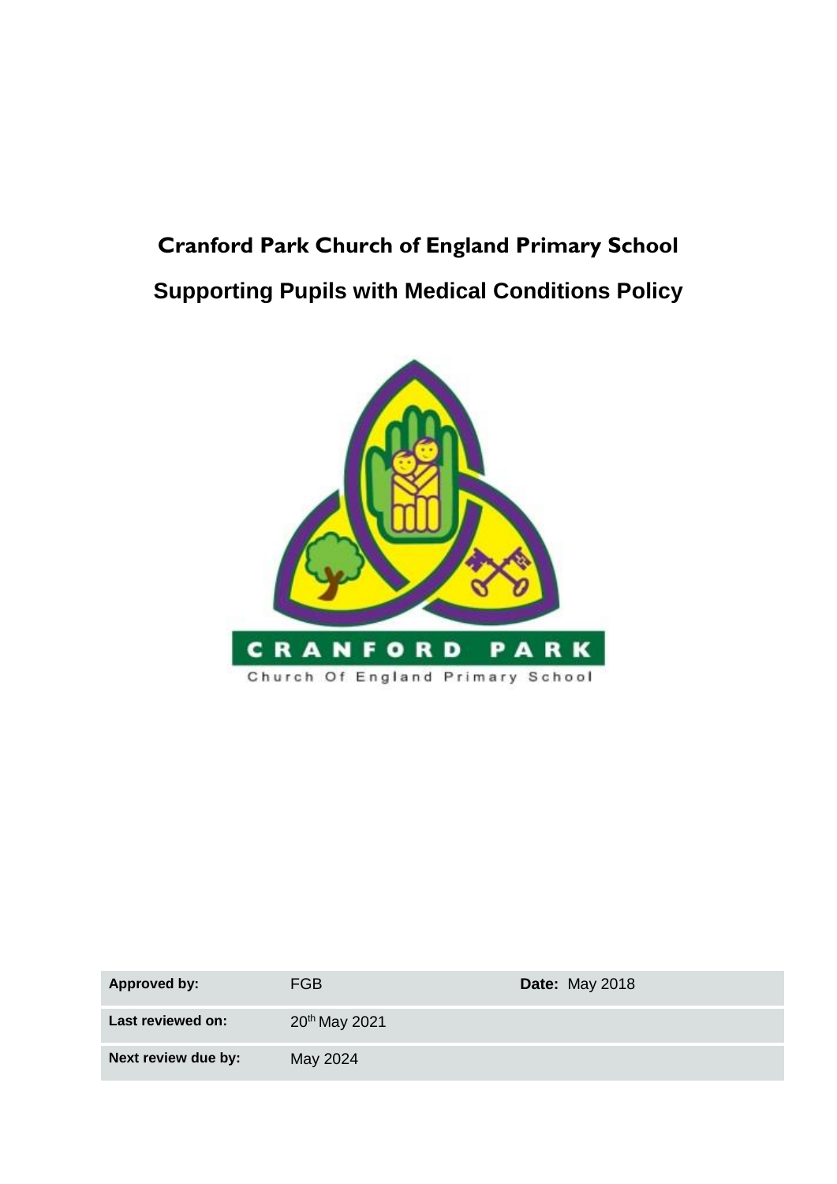# Cranford Park Church of England Primary School

## Supporting Pupils with Medical Conditions Policy

CRANFORD PARK
Church Of England Primary School

| | | |
|---|---|---|
| **Approved by:** | FGB | **Date:** May 2018 |
| **Last reviewed on:** | 20th May 2021 | |
| **Next review due by:** | May 2024 | |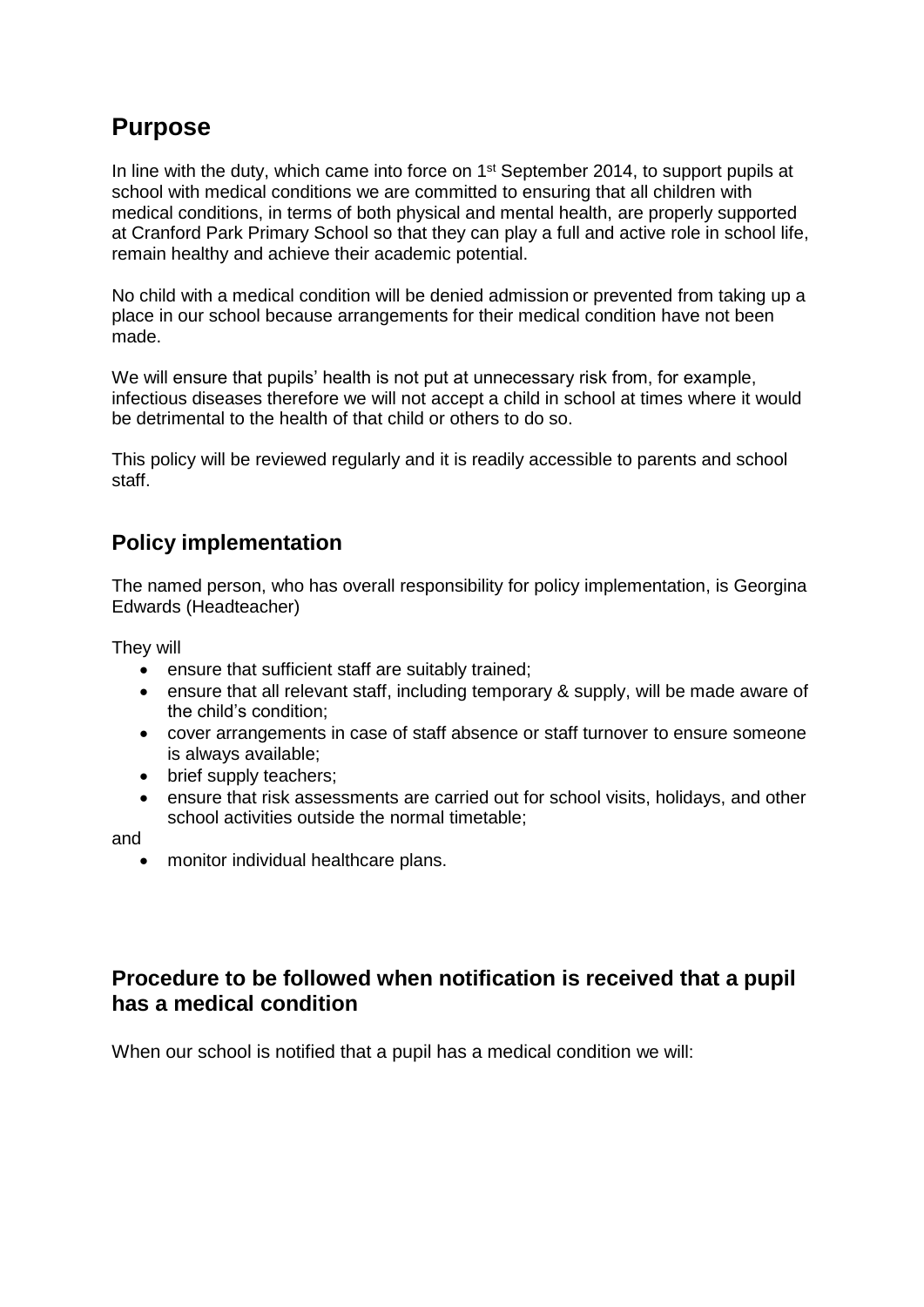## Purpose

In line with the duty, which came into force on 1st September 2014, to support pupils at school with medical conditions we are committed to ensuring that all children with medical conditions, in terms of both physical and mental health, are properly supported at Cranford Park Primary School so that they can play a full and active role in school life, remain healthy and achieve their academic potential.

No child with a medical condition will be denied admission or prevented from taking up a place in our school because arrangements for their medical condition have not been made.

We will ensure that pupils' health is not put at unnecessary risk from, for example, infectious diseases therefore we will not accept a child in school at times where it would be detrimental to the health of that child or others to do so.

This policy will be reviewed regularly and it is readily accessible to parents and school staff.

### Policy implementation

The named person, who has overall responsibility for policy implementation, is Georgina Edwards (Headteacher)

They will

- ensure that sufficient staff are suitably trained;
- ensure that all relevant staff, including temporary & supply, will be made aware of the child's condition;
- cover arrangements in case of staff absence or staff turnover to ensure someone is always available;
- brief supply teachers;
- ensure that risk assessments are carried out for school visits, holidays, and other school activities outside the normal timetable;

and

- monitor individual healthcare plans.

### Procedure to be followed when notification is received that a pupil has a medical condition

When our school is notified that a pupil has a medical condition we will: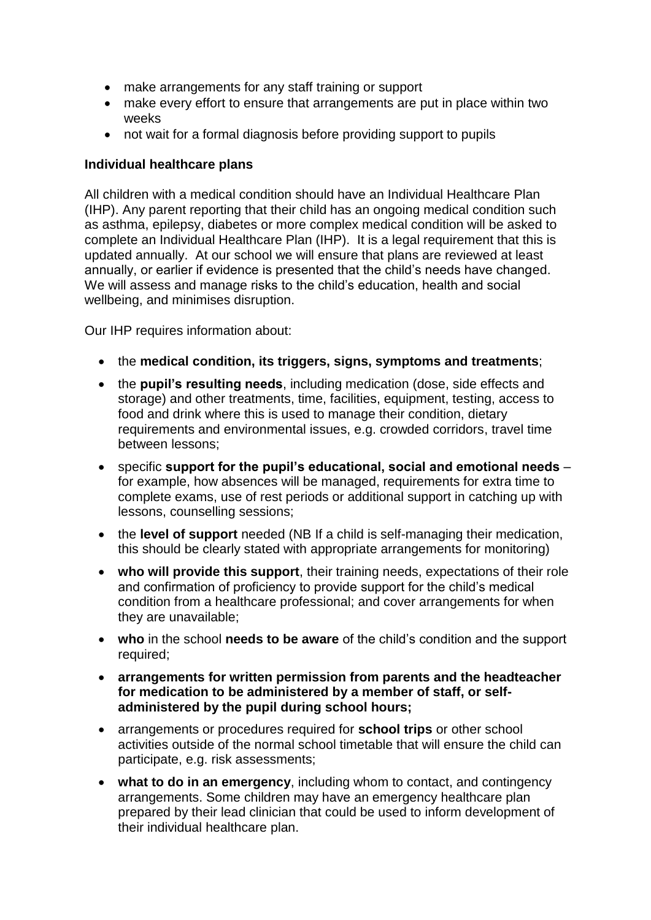- make arrangements for any staff training or support
- make every effort to ensure that arrangements are put in place within two weeks
- not wait for a formal diagnosis before providing support to pupils

**Individual healthcare plans**

All children with a medical condition should have an Individual Healthcare Plan (IHP). Any parent reporting that their child has an ongoing medical condition such as asthma, epilepsy, diabetes or more complex medical condition will be asked to complete an Individual Healthcare Plan (IHP). It is a legal requirement that this is updated annually. At our school we will ensure that plans are reviewed at least annually, or earlier if evidence is presented that the child's needs have changed. We will assess and manage risks to the child's education, health and social wellbeing, and minimises disruption.

Our IHP requires information about:

- the **medical condition, its triggers, signs, symptoms and treatments**;
- the **pupil's resulting needs**, including medication (dose, side effects and storage) and other treatments, time, facilities, equipment, testing, access to food and drink where this is used to manage their condition, dietary requirements and environmental issues, e.g. crowded corridors, travel time between lessons;
- specific **support for the pupil's educational, social and emotional needs** – for example, how absences will be managed, requirements for extra time to complete exams, use of rest periods or additional support in catching up with lessons, counselling sessions;
- the **level of support** needed (NB If a child is self-managing their medication, this should be clearly stated with appropriate arrangements for monitoring)
- **who will provide this support**, their training needs, expectations of their role and confirmation of proficiency to provide support for the child's medical condition from a healthcare professional; and cover arrangements for when they are unavailable;
- **who** in the school **needs to be aware** of the child's condition and the support required;
- **arrangements for written permission from parents and the headteacher for medication to be administered by a member of staff, or self-administered by the pupil during school hours;**
- arrangements or procedures required for **school trips** or other school activities outside of the normal school timetable that will ensure the child can participate, e.g. risk assessments;
- **what to do in an emergency**, including whom to contact, and contingency arrangements. Some children may have an emergency healthcare plan prepared by their lead clinician that could be used to inform development of their individual healthcare plan.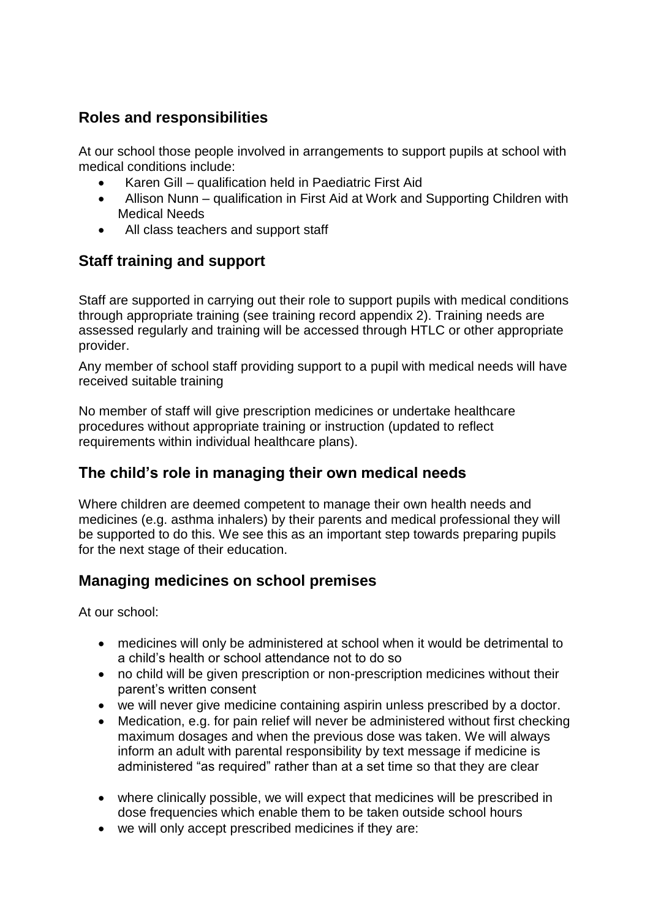## Roles and responsibilities

At our school those people involved in arrangements to support pupils at school with medical conditions include:

- Karen Gill – qualification held in Paediatric First Aid
- Allison Nunn – qualification in First Aid at Work and Supporting Children with Medical Needs
- All class teachers and support staff

## Staff training and support

Staff are supported in carrying out their role to support pupils with medical conditions through appropriate training (see training record appendix 2). Training needs are assessed regularly and training will be accessed through HTLC or other appropriate provider.

Any member of school staff providing support to a pupil with medical needs will have received suitable training

No member of staff will give prescription medicines or undertake healthcare procedures without appropriate training or instruction (updated to reflect requirements within individual healthcare plans).

## The child's role in managing their own medical needs

Where children are deemed competent to manage their own health needs and medicines (e.g. asthma inhalers) by their parents and medical professional they will be supported to do this. We see this as an important step towards preparing pupils for the next stage of their education.

## Managing medicines on school premises

At our school:

- medicines will only be administered at school when it would be detrimental to a child's health or school attendance not to do so
- no child will be given prescription or non-prescription medicines without their parent's written consent
- we will never give medicine containing aspirin unless prescribed by a doctor.
- Medication, e.g. for pain relief will never be administered without first checking maximum dosages and when the previous dose was taken. We will always inform an adult with parental responsibility by text message if medicine is administered "as required" rather than at a set time so that they are clear
- where clinically possible, we will expect that medicines will be prescribed in dose frequencies which enable them to be taken outside school hours
- we will only accept prescribed medicines if they are: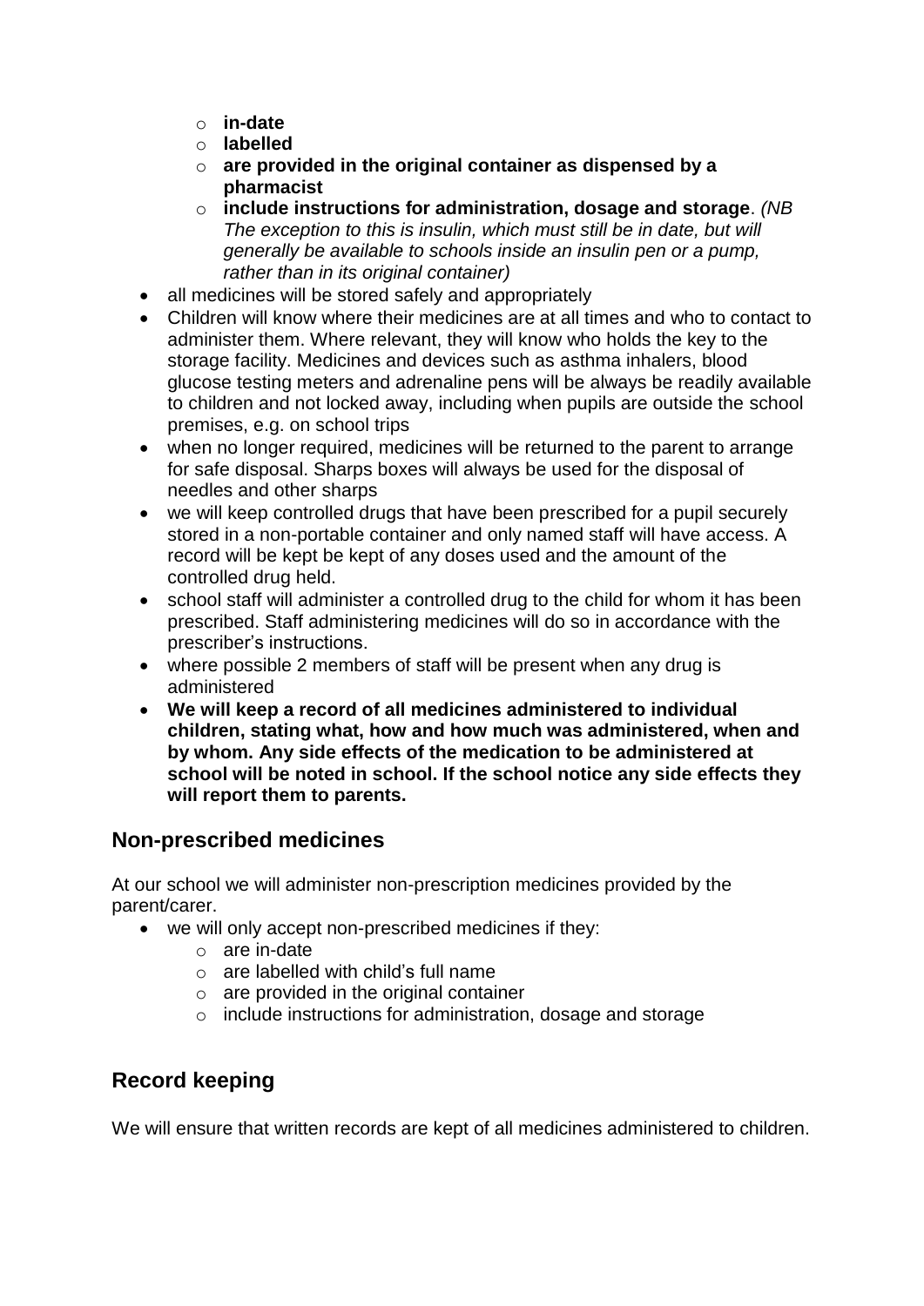- **in-date**
  - **labelled**
  - **are provided in the original container as dispensed by a pharmacist**
  - **include instructions for administration, dosage and storage**. *(NB The exception to this is insulin, which must still be in date, but will generally be available to schools inside an insulin pen or a pump, rather than in its original container)*
- all medicines will be stored safely and appropriately
- Children will know where their medicines are at all times and who to contact to administer them. Where relevant, they will know who holds the key to the storage facility. Medicines and devices such as asthma inhalers, blood glucose testing meters and adrenaline pens will be always be readily available to children and not locked away, including when pupils are outside the school premises, e.g. on school trips
- when no longer required, medicines will be returned to the parent to arrange for safe disposal. Sharps boxes will always be used for the disposal of needles and other sharps
- we will keep controlled drugs that have been prescribed for a pupil securely stored in a non-portable container and only named staff will have access. A record will be kept be kept of any doses used and the amount of the controlled drug held.
- school staff will administer a controlled drug to the child for whom it has been prescribed. Staff administering medicines will do so in accordance with the prescriber's instructions.
- where possible 2 members of staff will be present when any drug is administered
- **We will keep a record of all medicines administered to individual children, stating what, how and how much was administered, when and by whom. Any side effects of the medication to be administered at school will be noted in school. If the school notice any side effects they will report them to parents.**

## Non-prescribed medicines

At our school we will administer non-prescription medicines provided by the parent/carer.

- we will only accept non-prescribed medicines if they:
  - are in-date
  - are labelled with child's full name
  - are provided in the original container
  - include instructions for administration, dosage and storage

## Record keeping

We will ensure that written records are kept of all medicines administered to children.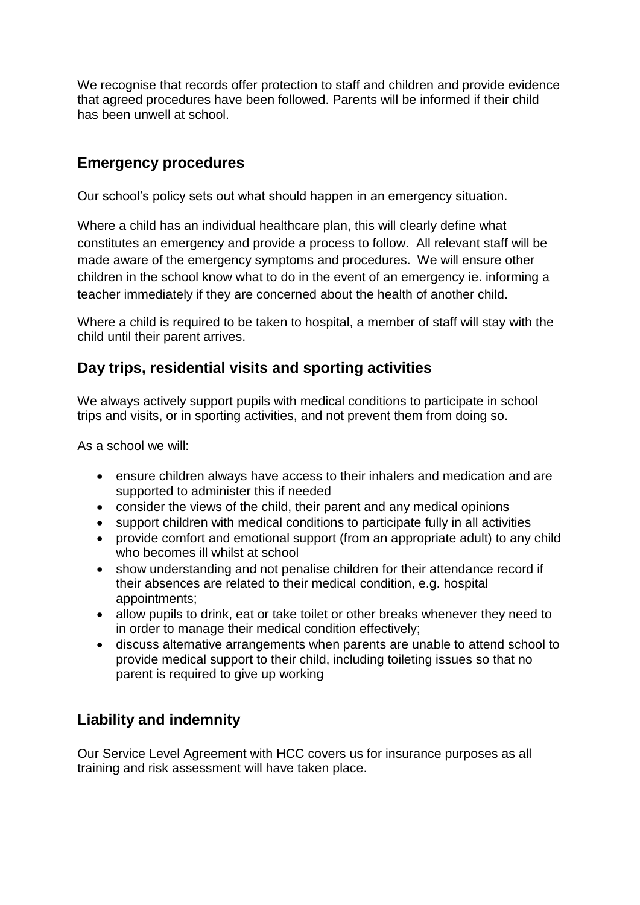We recognise that records offer protection to staff and children and provide evidence that agreed procedures have been followed. Parents will be informed if their child has been unwell at school.

## Emergency procedures

Our school's policy sets out what should happen in an emergency situation.

Where a child has an individual healthcare plan, this will clearly define what constitutes an emergency and provide a process to follow. All relevant staff will be made aware of the emergency symptoms and procedures. We will ensure other children in the school know what to do in the event of an emergency ie. informing a teacher immediately if they are concerned about the health of another child.

Where a child is required to be taken to hospital, a member of staff will stay with the child until their parent arrives.

## Day trips, residential visits and sporting activities

We always actively support pupils with medical conditions to participate in school trips and visits, or in sporting activities, and not prevent them from doing so.

As a school we will:

- ensure children always have access to their inhalers and medication and are supported to administer this if needed
- consider the views of the child, their parent and any medical opinions
- support children with medical conditions to participate fully in all activities
- provide comfort and emotional support (from an appropriate adult) to any child who becomes ill whilst at school
- show understanding and not penalise children for their attendance record if their absences are related to their medical condition, e.g. hospital appointments;
- allow pupils to drink, eat or take toilet or other breaks whenever they need to in order to manage their medical condition effectively;
- discuss alternative arrangements when parents are unable to attend school to provide medical support to their child, including toileting issues so that no parent is required to give up working

## Liability and indemnity

Our Service Level Agreement with HCC covers us for insurance purposes as all training and risk assessment will have taken place.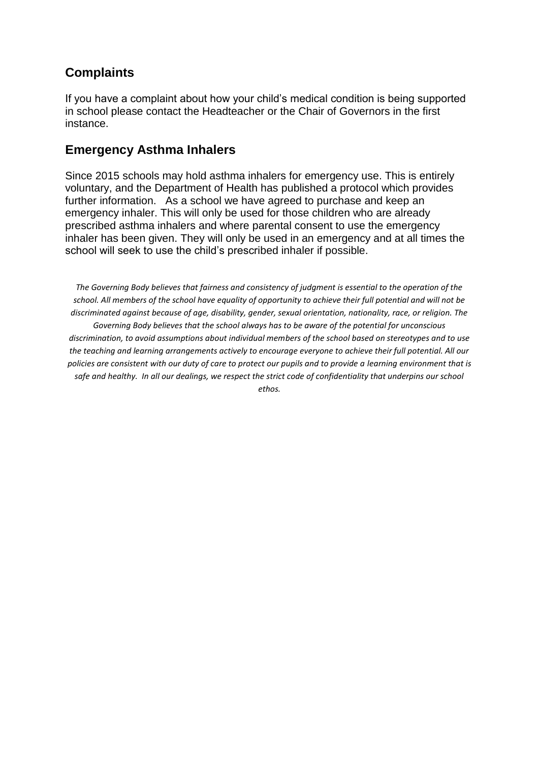## Complaints

If you have a complaint about how your child's medical condition is being supported in school please contact the Headteacher or the Chair of Governors in the first instance.

## Emergency Asthma Inhalers

Since 2015 schools may hold asthma inhalers for emergency use. This is entirely voluntary, and the Department of Health has published a protocol which provides further information. As a school we have agreed to purchase and keep an emergency inhaler. This will only be used for those children who are already prescribed asthma inhalers and where parental consent to use the emergency inhaler has been given. They will only be used in an emergency and at all times the school will seek to use the child's prescribed inhaler if possible.

*The Governing Body believes that fairness and consistency of judgment is essential to the operation of the school. All members of the school have equality of opportunity to achieve their full potential and will not be discriminated against because of age, disability, gender, sexual orientation, nationality, race, or religion. The Governing Body believes that the school always has to be aware of the potential for unconscious discrimination, to avoid assumptions about individual members of the school based on stereotypes and to use the teaching and learning arrangements actively to encourage everyone to achieve their full potential. All our policies are consistent with our duty of care to protect our pupils and to provide a learning environment that is safe and healthy. In all our dealings, we respect the strict code of confidentiality that underpins our school ethos.*